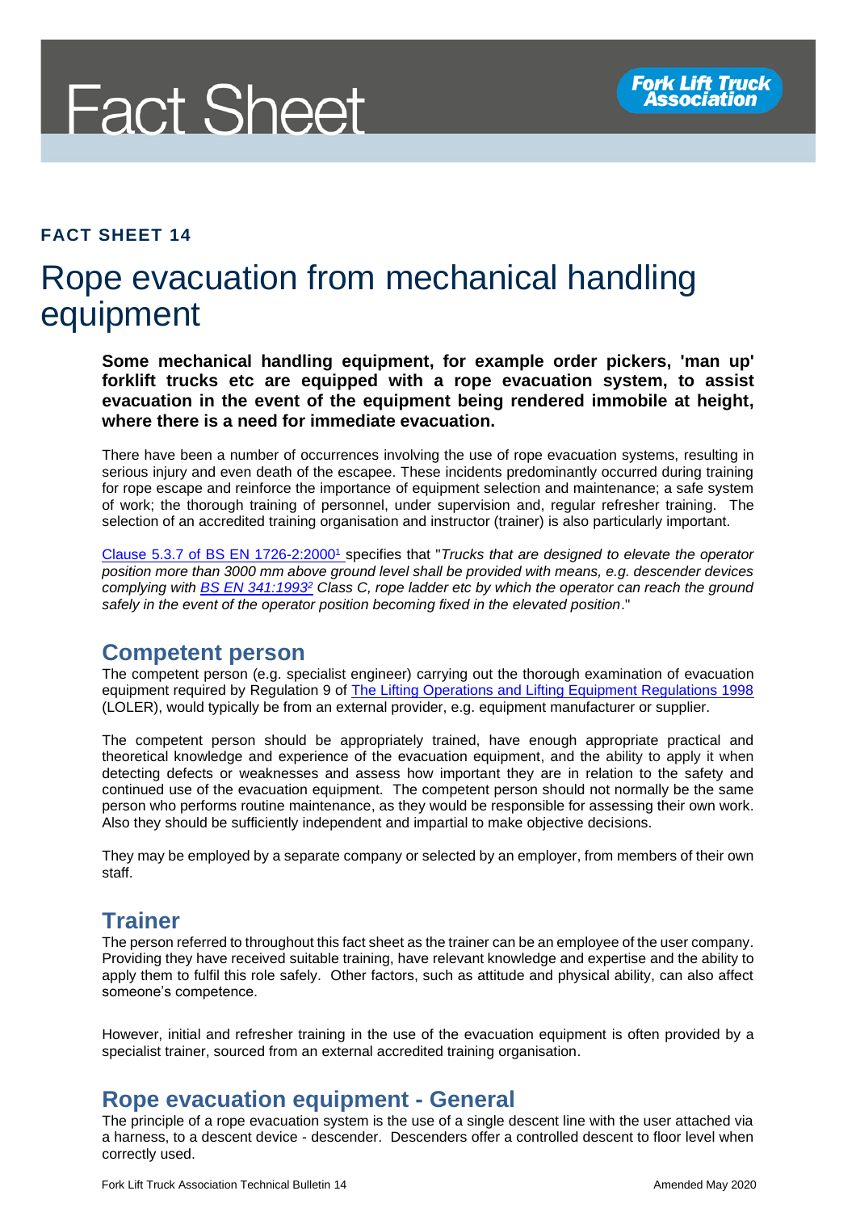Fact Sheet

Fork Lift Truck Association

**FACT SHEET 14**

# Rope evacuation from mechanical handling equipment

**Some mechanical handling equipment, for example order pickers, 'man up' forklift trucks etc are equipped with a rope evacuation system, to assist evacuation in the event of the equipment being rendered immobile at height, where there is a need for immediate evacuation.**

There have been a number of occurrences involving the use of rope evacuation systems, resulting in serious injury and even death of the escapee. These incidents predominantly occurred during training for rope escape and reinforce the importance of equipment selection and maintenance; a safe system of work; the thorough training of personnel, under supervision and, regular refresher training. The selection of an accredited training organisation and instructor (trainer) is also particularly important.

Clause 5.3.7 of BS EN 1726-2:2000[1] specifies that "*Trucks that are designed to elevate the operator position more than 3000 mm above ground level shall be provided with means, e.g. descender devices complying with BS EN 341:1993[2] Class C, rope ladder etc by which the operator can reach the ground safely in the event of the operator position becoming fixed in the elevated position*."

## Competent person

The competent person (e.g. specialist engineer) carrying out the thorough examination of evacuation equipment required by Regulation 9 of The Lifting Operations and Lifting Equipment Regulations 1998 (LOLER), would typically be from an external provider, e.g. equipment manufacturer or supplier.

The competent person should be appropriately trained, have enough appropriate practical and theoretical knowledge and experience of the evacuation equipment, and the ability to apply it when detecting defects or weaknesses and assess how important they are in relation to the safety and continued use of the evacuation equipment. The competent person should not normally be the same person who performs routine maintenance, as they would be responsible for assessing their own work. Also they should be sufficiently independent and impartial to make objective decisions.

They may be employed by a separate company or selected by an employer, from members of their own staff.

## Trainer

The person referred to throughout this fact sheet as the trainer can be an employee of the user company. Providing they have received suitable training, have relevant knowledge and expertise and the ability to apply them to fulfil this role safely. Other factors, such as attitude and physical ability, can also affect someone's competence.

However, initial and refresher training in the use of the evacuation equipment is often provided by a specialist trainer, sourced from an external accredited training organisation.

## Rope evacuation equipment - General

The principle of a rope evacuation system is the use of a single descent line with the user attached via a harness, to a descent device - descender. Descenders offer a controlled descent to floor level when correctly used.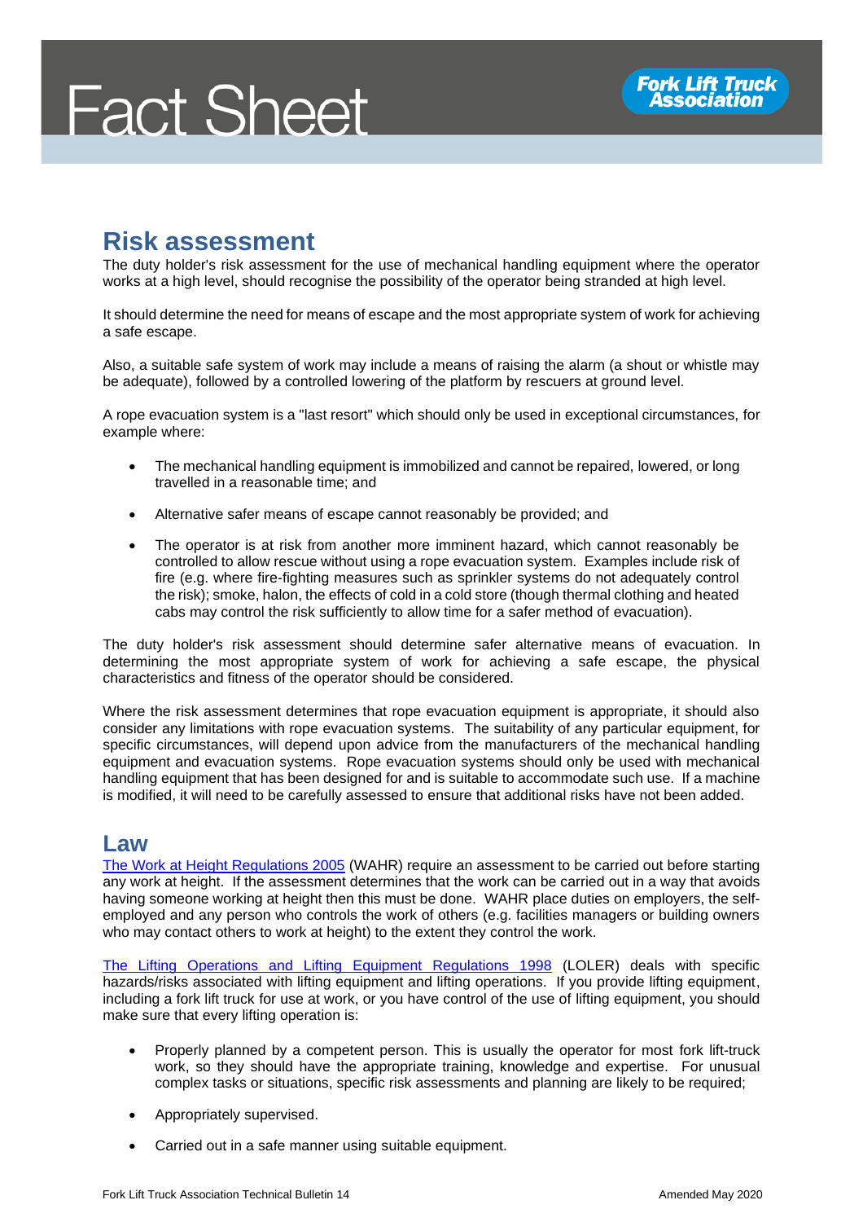## Risk assessment

The duty holder's risk assessment for the use of mechanical handling equipment where the operator works at a high level, should recognise the possibility of the operator being stranded at high level.

It should determine the need for means of escape and the most appropriate system of work for achieving a safe escape.

Also, a suitable safe system of work may include a means of raising the alarm (a shout or whistle may be adequate), followed by a controlled lowering of the platform by rescuers at ground level.

A rope evacuation system is a "last resort" which should only be used in exceptional circumstances, for example where:

- The mechanical handling equipment is immobilized and cannot be repaired, lowered, or long travelled in a reasonable time; and
- Alternative safer means of escape cannot reasonably be provided; and
- The operator is at risk from another more imminent hazard, which cannot reasonably be controlled to allow rescue without using a rope evacuation system. Examples include risk of fire (e.g. where fire-fighting measures such as sprinkler systems do not adequately control the risk); smoke, halon, the effects of cold in a cold store (though thermal clothing and heated cabs may control the risk sufficiently to allow time for a safer method of evacuation).

The duty holder's risk assessment should determine safer alternative means of evacuation. In determining the most appropriate system of work for achieving a safe escape, the physical characteristics and fitness of the operator should be considered.

Where the risk assessment determines that rope evacuation equipment is appropriate, it should also consider any limitations with rope evacuation systems. The suitability of any particular equipment, for specific circumstances, will depend upon advice from the manufacturers of the mechanical handling equipment and evacuation systems. Rope evacuation systems should only be used with mechanical handling equipment that has been designed for and is suitable to accommodate such use. If a machine is modified, it will need to be carefully assessed to ensure that additional risks have not been added.

## Law

The Work at Height Regulations 2005 (WAHR) require an assessment to be carried out before starting any work at height. If the assessment determines that the work can be carried out in a way that avoids having someone working at height then this must be done. WAHR place duties on employers, the self-employed and any person who controls the work of others (e.g. facilities managers or building owners who may contact others to work at height) to the extent they control the work.

The Lifting Operations and Lifting Equipment Regulations 1998 (LOLER) deals with specific hazards/risks associated with lifting equipment and lifting operations. If you provide lifting equipment, including a fork lift truck for use at work, or you have control of the use of lifting equipment, you should make sure that every lifting operation is:

- Properly planned by a competent person. This is usually the operator for most fork lift-truck work, so they should have the appropriate training, knowledge and expertise. For unusual complex tasks or situations, specific risk assessments and planning are likely to be required;
- Appropriately supervised.
- Carried out in a safe manner using suitable equipment.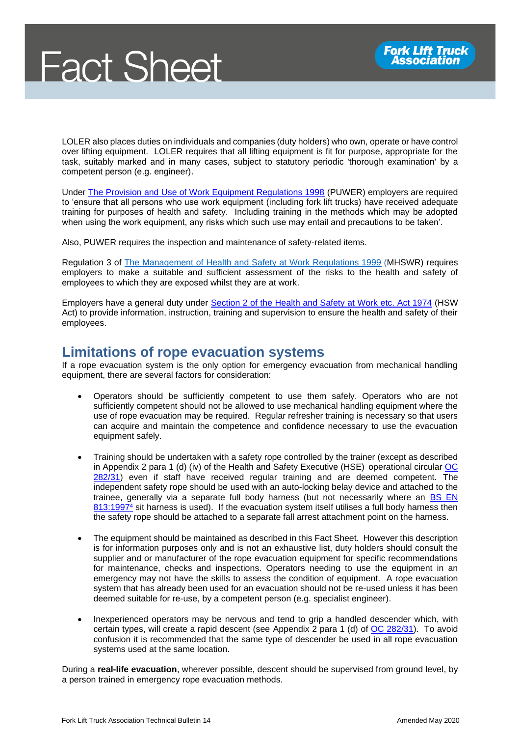LOLER also places duties on individuals and companies (duty holders) who own, operate or have control over lifting equipment. LOLER requires that all lifting equipment is fit for purpose, appropriate for the task, suitably marked and in many cases, subject to statutory periodic 'thorough examination' by a competent person (e.g. engineer).

Under [The Provision and Use of Work Equipment Regulations 1998](#) (PUWER) employers are required to 'ensure that all persons who use work equipment (including fork lift trucks) have received adequate training for purposes of health and safety. Including training in the methods which may be adopted when using the work equipment, any risks which such use may entail and precautions to be taken'.

Also, PUWER requires the inspection and maintenance of safety-related items.

Regulation 3 of [The Management of Health and Safety at Work Regulations 1999](#) (MHSWR) requires employers to make a suitable and sufficient assessment of the risks to the health and safety of employees to which they are exposed whilst they are at work.

Employers have a general duty under [Section 2 of the Health and Safety at Work etc. Act 1974](#) (HSW Act) to provide information, instruction, training and supervision to ensure the health and safety of their employees.

## Limitations of rope evacuation systems

If a rope evacuation system is the only option for emergency evacuation from mechanical handling equipment, there are several factors for consideration:

- Operators should be sufficiently competent to use them safely. Operators who are not sufficiently competent should not be allowed to use mechanical handling equipment where the use of rope evacuation may be required. Regular refresher training is necessary so that users can acquire and maintain the competence and confidence necessary to use the evacuation equipment safely.

- Training should be undertaken with a safety rope controlled by the trainer (except as described in Appendix 2 para 1 (d) (iv) of the Health and Safety Executive (HSE) operational circular [OC 282/31](#)) even if staff have received regular training and are deemed competent. The independent safety rope should be used with an auto-locking belay device and attached to the trainee, generally via a separate full body harness (but not necessarily where an [BS EN 813:1997](#)[4] sit harness is used). If the evacuation system itself utilises a full body harness then the safety rope should be attached to a separate fall arrest attachment point on the harness.

- The equipment should be maintained as described in this Fact Sheet. However this description is for information purposes only and is not an exhaustive list, duty holders should consult the supplier and or manufacturer of the rope evacuation equipment for specific recommendations for maintenance, checks and inspections. Operators needing to use the equipment in an emergency may not have the skills to assess the condition of equipment. A rope evacuation system that has already been used for an evacuation should not be re-used unless it has been deemed suitable for re-use, by a competent person (e.g. specialist engineer).

- Inexperienced operators may be nervous and tend to grip a handled descender which, with certain types, will create a rapid descent (see Appendix 2 para 1 (d) of [OC 282/31](#)). To avoid confusion it is recommended that the same type of descender be used in all rope evacuation systems used at the same location.

During a **real-life evacuation**, wherever possible, descent should be supervised from ground level, by a person trained in emergency rope evacuation methods.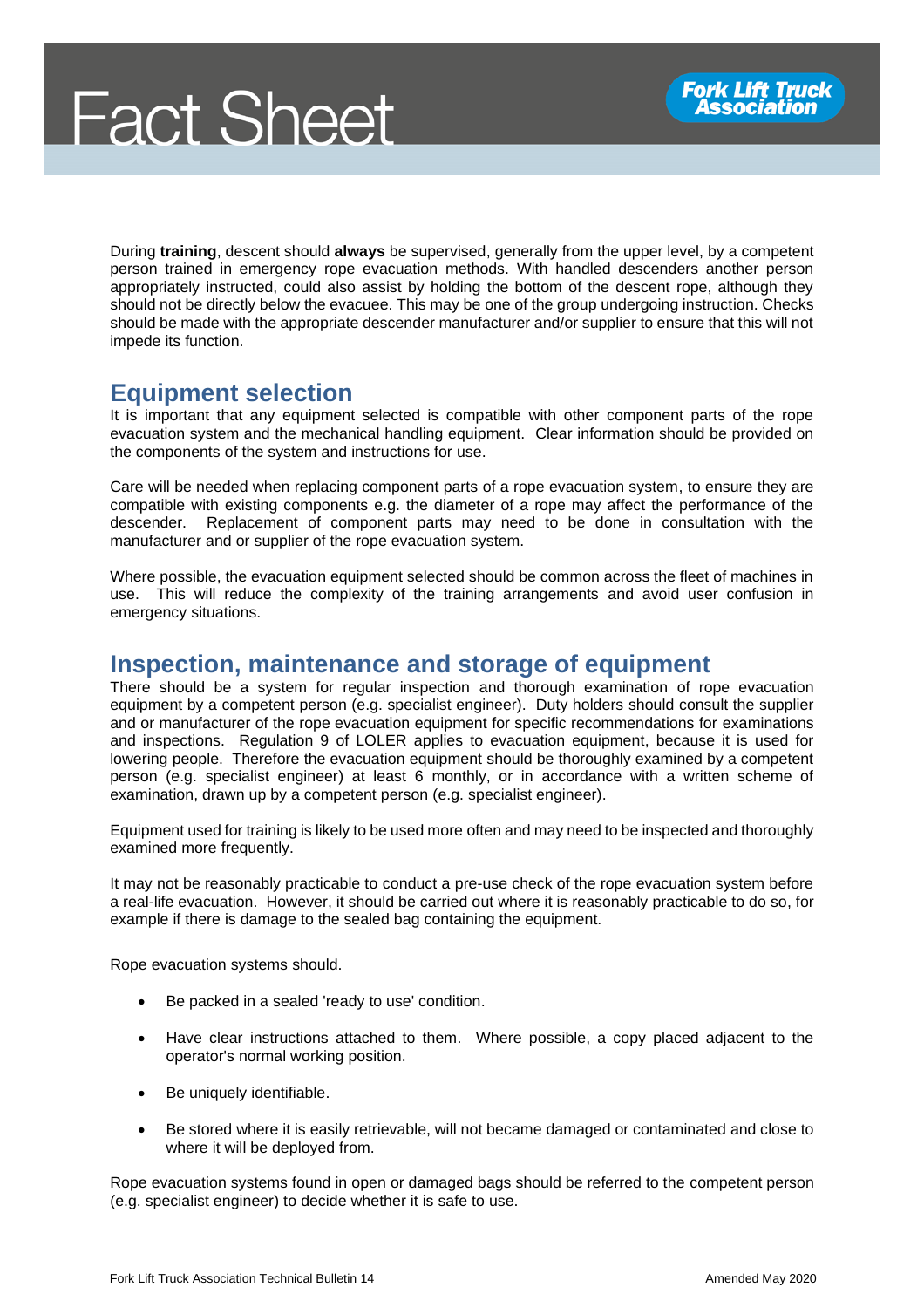During **training**, descent should **always** be supervised, generally from the upper level, by a competent person trained in emergency rope evacuation methods. With handled descenders another person appropriately instructed, could also assist by holding the bottom of the descent rope, although they should not be directly below the evacuee. This may be one of the group undergoing instruction. Checks should be made with the appropriate descender manufacturer and/or supplier to ensure that this will not impede its function.

## Equipment selection

It is important that any equipment selected is compatible with other component parts of the rope evacuation system and the mechanical handling equipment. Clear information should be provided on the components of the system and instructions for use.

Care will be needed when replacing component parts of a rope evacuation system, to ensure they are compatible with existing components e.g. the diameter of a rope may affect the performance of the descender. Replacement of component parts may need to be done in consultation with the manufacturer and or supplier of the rope evacuation system.

Where possible, the evacuation equipment selected should be common across the fleet of machines in use. This will reduce the complexity of the training arrangements and avoid user confusion in emergency situations.

## Inspection, maintenance and storage of equipment

There should be a system for regular inspection and thorough examination of rope evacuation equipment by a competent person (e.g. specialist engineer). Duty holders should consult the supplier and or manufacturer of the rope evacuation equipment for specific recommendations for examinations and inspections. Regulation 9 of LOLER applies to evacuation equipment, because it is used for lowering people. Therefore the evacuation equipment should be thoroughly examined by a competent person (e.g. specialist engineer) at least 6 monthly, or in accordance with a written scheme of examination, drawn up by a competent person (e.g. specialist engineer).

Equipment used for training is likely to be used more often and may need to be inspected and thoroughly examined more frequently.

It may not be reasonably practicable to conduct a pre-use check of the rope evacuation system before a real-life evacuation. However, it should be carried out where it is reasonably practicable to do so, for example if there is damage to the sealed bag containing the equipment.

Rope evacuation systems should.

- Be packed in a sealed 'ready to use' condition.
- Have clear instructions attached to them. Where possible, a copy placed adjacent to the operator's normal working position.
- Be uniquely identifiable.
- Be stored where it is easily retrievable, will not became damaged or contaminated and close to where it will be deployed from.

Rope evacuation systems found in open or damaged bags should be referred to the competent person (e.g. specialist engineer) to decide whether it is safe to use.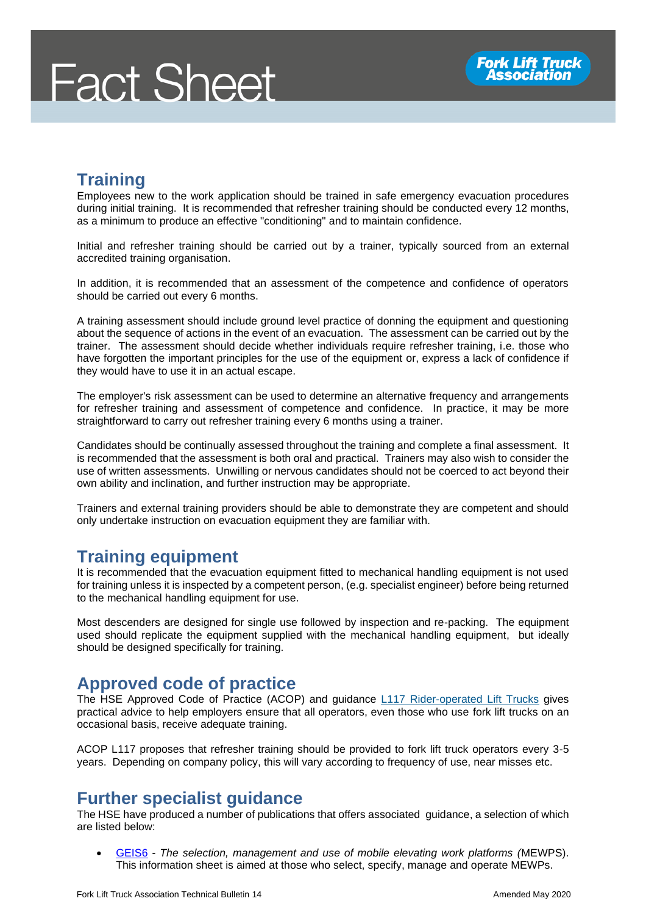## Training

Employees new to the work application should be trained in safe emergency evacuation procedures during initial training. It is recommended that refresher training should be conducted every 12 months, as a minimum to produce an effective "conditioning" and to maintain confidence.

Initial and refresher training should be carried out by a trainer, typically sourced from an external accredited training organisation.

In addition, it is recommended that an assessment of the competence and confidence of operators should be carried out every 6 months.

A training assessment should include ground level practice of donning the equipment and questioning about the sequence of actions in the event of an evacuation. The assessment can be carried out by the trainer. The assessment should decide whether individuals require refresher training, i.e. those who have forgotten the important principles for the use of the equipment or, express a lack of confidence if they would have to use it in an actual escape.

The employer's risk assessment can be used to determine an alternative frequency and arrangements for refresher training and assessment of competence and confidence. In practice, it may be more straightforward to carry out refresher training every 6 months using a trainer.

Candidates should be continually assessed throughout the training and complete a final assessment. It is recommended that the assessment is both oral and practical. Trainers may also wish to consider the use of written assessments. Unwilling or nervous candidates should not be coerced to act beyond their own ability and inclination, and further instruction may be appropriate.

Trainers and external training providers should be able to demonstrate they are competent and should only undertake instruction on evacuation equipment they are familiar with.

## Training equipment

It is recommended that the evacuation equipment fitted to mechanical handling equipment is not used for training unless it is inspected by a competent person, (e.g. specialist engineer) before being returned to the mechanical handling equipment for use.

Most descenders are designed for single use followed by inspection and re-packing. The equipment used should replicate the equipment supplied with the mechanical handling equipment, but ideally should be designed specifically for training.

## Approved code of practice

The HSE Approved Code of Practice (ACOP) and guidance [L117 Rider-operated Lift Trucks](#) gives practical advice to help employers ensure that all operators, even those who use fork lift trucks on an occasional basis, receive adequate training.

ACOP L117 proposes that refresher training should be provided to fork lift truck operators every 3-5 years. Depending on company policy, this will vary according to frequency of use, near misses etc.

## Further specialist guidance

The HSE have produced a number of publications that offers associated guidance, a selection of which are listed below:

- [GEIS6](#) - *The selection, management and use of mobile elevating work platforms (*MEWPS). This information sheet is aimed at those who select, specify, manage and operate MEWPs.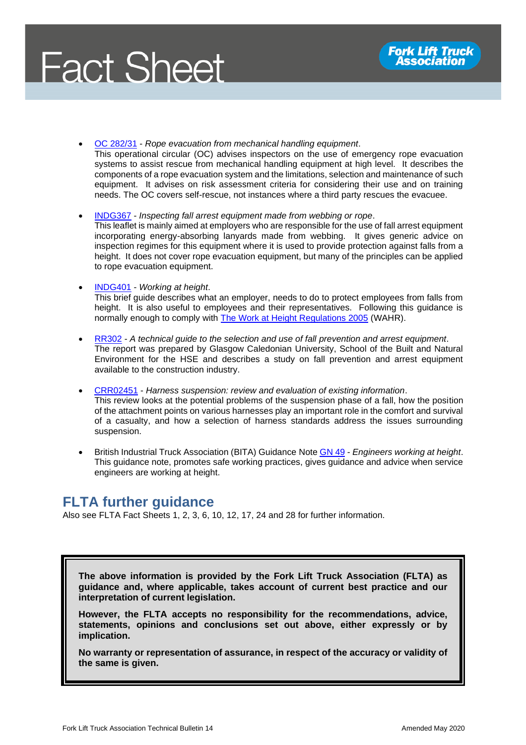- OC 282/31 - *Rope evacuation from mechanical handling equipment*.
  This operational circular (OC) advises inspectors on the use of emergency rope evacuation systems to assist rescue from mechanical handling equipment at high level. It describes the components of a rope evacuation system and the limitations, selection and maintenance of such equipment. It advises on risk assessment criteria for considering their use and on training needs. The OC covers self-rescue, not instances where a third party rescues the evacuee.

- INDG367 - *Inspecting fall arrest equipment made from webbing or rope*.
  This leaflet is mainly aimed at employers who are responsible for the use of fall arrest equipment incorporating energy-absorbing lanyards made from webbing. It gives generic advice on inspection regimes for this equipment where it is used to provide protection against falls from a height. It does not cover rope evacuation equipment, but many of the principles can be applied to rope evacuation equipment.

- INDG401 - *Working at height*.
  This brief guide describes what an employer, needs to do to protect employees from falls from height. It is also useful to employees and their representatives. Following this guidance is normally enough to comply with The Work at Height Regulations 2005 (WAHR).

- RR302 - *A technical guide to the selection and use of fall prevention and arrest equipment*.
  The report was prepared by Glasgow Caledonian University, School of the Built and Natural Environment for the HSE and describes a study on fall prevention and arrest equipment available to the construction industry.

- CRR02451 - *Harness suspension: review and evaluation of existing information*.
  This review looks at the potential problems of the suspension phase of a fall, how the position of the attachment points on various harnesses play an important role in the comfort and survival of a casualty, and how a selection of harness standards address the issues surrounding suspension.

- British Industrial Truck Association (BITA) Guidance Note GN 49 - *Engineers working at height*.
  This guidance note, promotes safe working practices, gives guidance and advice when service engineers are working at height.

## FLTA further guidance

Also see FLTA Fact Sheets 1, 2, 3, 6, 10, 12, 17, 24 and 28 for further information.

**The above information is provided by the Fork Lift Truck Association (FLTA) as guidance and, where applicable, takes account of current best practice and our interpretation of current legislation.**

**However, the FLTA accepts no responsibility for the recommendations, advice, statements, opinions and conclusions set out above, either expressly or by implication.**

**No warranty or representation of assurance, in respect of the accuracy or validity of the same is given.**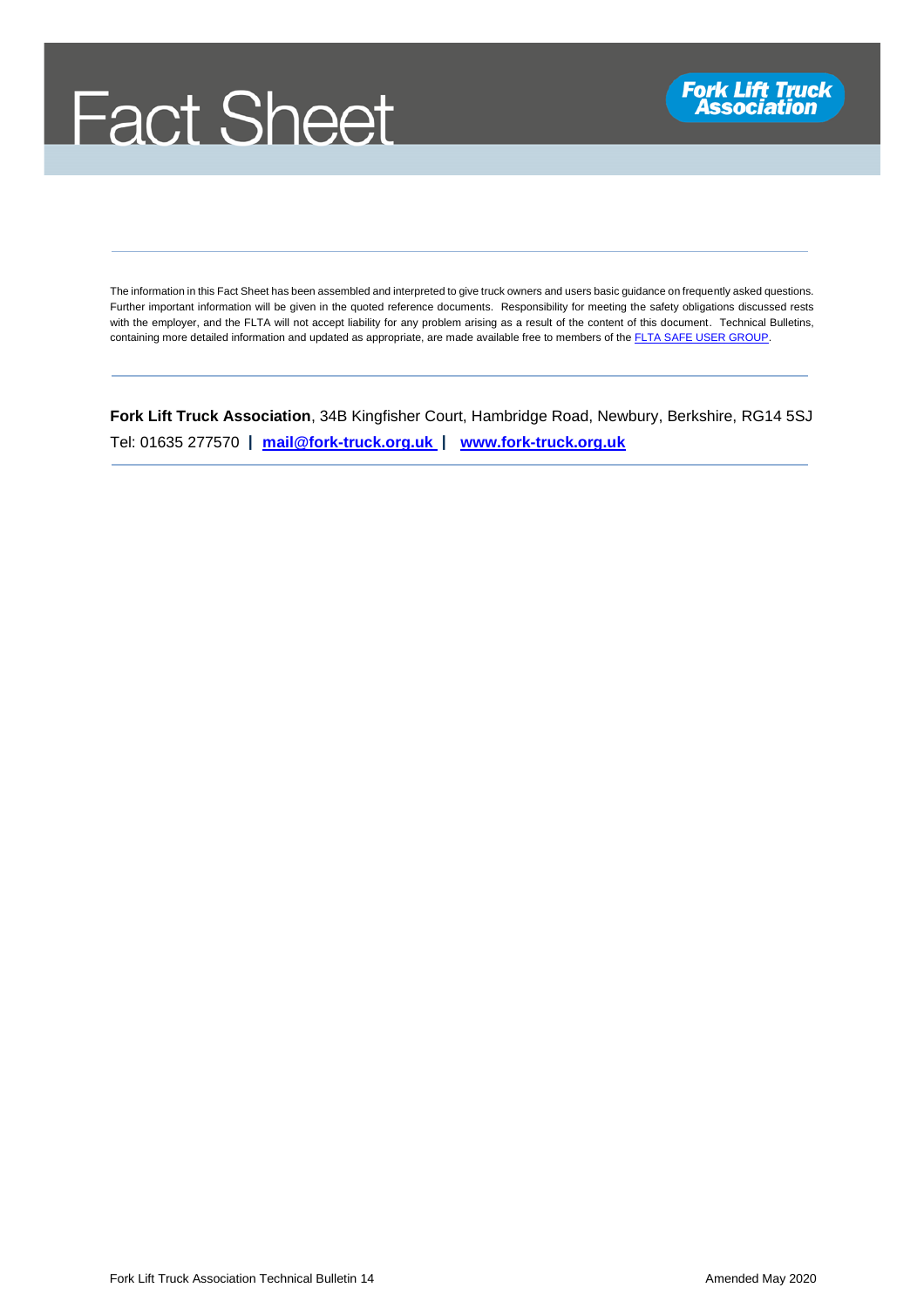# Fact Sheet

The information in this Fact Sheet has been assembled and interpreted to give truck owners and users basic guidance on frequently asked questions. Further important information will be given in the quoted reference documents. Responsibility for meeting the safety obligations discussed rests with the employer, and the FLTA will not accept liability for any problem arising as a result of the content of this document. Technical Bulletins, containing more detailed information and updated as appropriate, are made available free to members of the FLTA SAFE USER GROUP.

**Fork Lift Truck Association**, 34B Kingfisher Court, Hambridge Road, Newbury, Berkshire, RG14 5SJ
Tel: 01635 277570 | **mail@fork-truck.org.uk** | **www.fork-truck.org.uk**